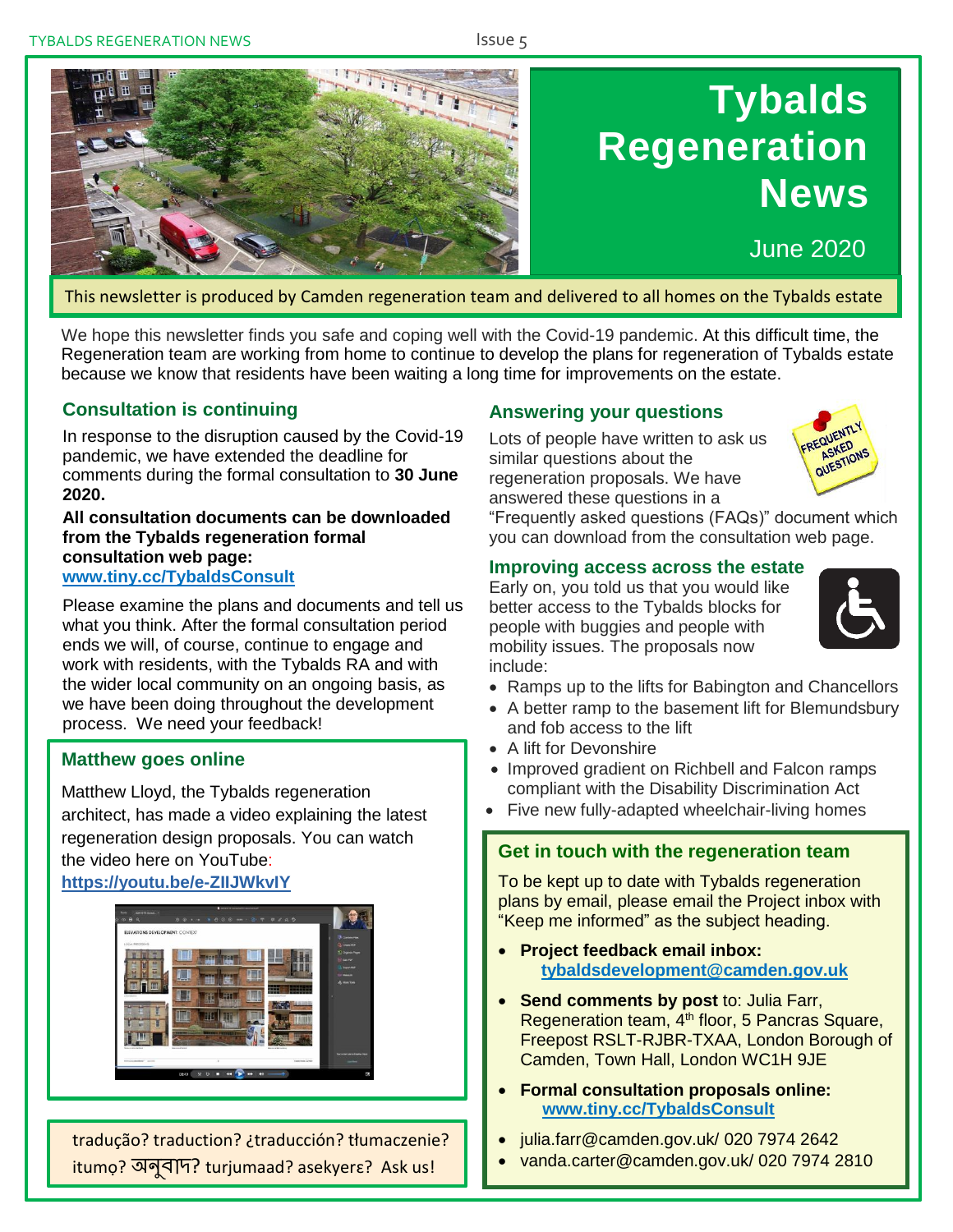# Tybalds Regeneration News

June 2020

This newsletter is produced by Camden regeneration team and delivered to all homes on the Tybalds estate

We hope this newsletter finds you safe and coping well with the Covid-19 pandemic. At this difficult time, the Regeneration team are working from home to continue to develop the plans for regeneration of Tybalds estate because we know that residents have been waiting a long time for improvements on the estate.

## Consultation is continuing

In response to the disruption caused by the Covid-19 pandemic, we have extended the deadline for comments during the formal consultation to **30 June 2020.**

**All consultation documents can be downloaded from the Tybalds regeneration formal consultation web page:**
**www.tiny.cc/TybaldsConsult**

Please examine the plans and documents and tell us what you think. After the formal consultation period ends we will, of course, continue to engage and work with residents, with the Tybalds RA and with the wider local community on an ongoing basis, as we have been doing throughout the development process. We need your feedback!

## Matthew goes online

Matthew Lloyd, the Tybalds regeneration architect, has made a video explaining the latest regeneration design proposals. You can watch the video here on YouTube:
**https://youtu.be/e-ZIlJWkvIY**

tradução? traduction? ¿traducción? tłumaczenie? itumọ? অনুবাদ? turjumaad? asekyerɛ? Ask us!

## Answering your questions

Lots of people have written to ask us similar questions about the regeneration proposals. We have answered these questions in a "Frequently asked questions (FAQs)" document which you can download from the consultation web page.

## Improving access across the estate

Early on, you told us that you would like better access to the Tybalds blocks for people with buggies and people with mobility issues. The proposals now include:

- Ramps up to the lifts for Babington and Chancellors
- A better ramp to the basement lift for Blemundsbury and fob access to the lift
- A lift for Devonshire
- Improved gradient on Richbell and Falcon ramps compliant with the Disability Discrimination Act
- Five new fully-adapted wheelchair-living homes

## Get in touch with the regeneration team

To be kept up to date with Tybalds regeneration plans by email, please email the Project inbox with "Keep me informed" as the subject heading.

- **Project feedback email inbox:** **tybaldsdevelopment@camden.gov.uk**
- **Send comments by post** to: Julia Farr, Regeneration team, 4th floor, 5 Pancras Square, Freepost RSLT-RJBR-TXAA, London Borough of Camden, Town Hall, London WC1H 9JE
- **Formal consultation proposals online:** **www.tiny.cc/TybaldsConsult**
- julia.farr@camden.gov.uk/ 020 7974 2642
- vanda.carter@camden.gov.uk/ 020 7974 2810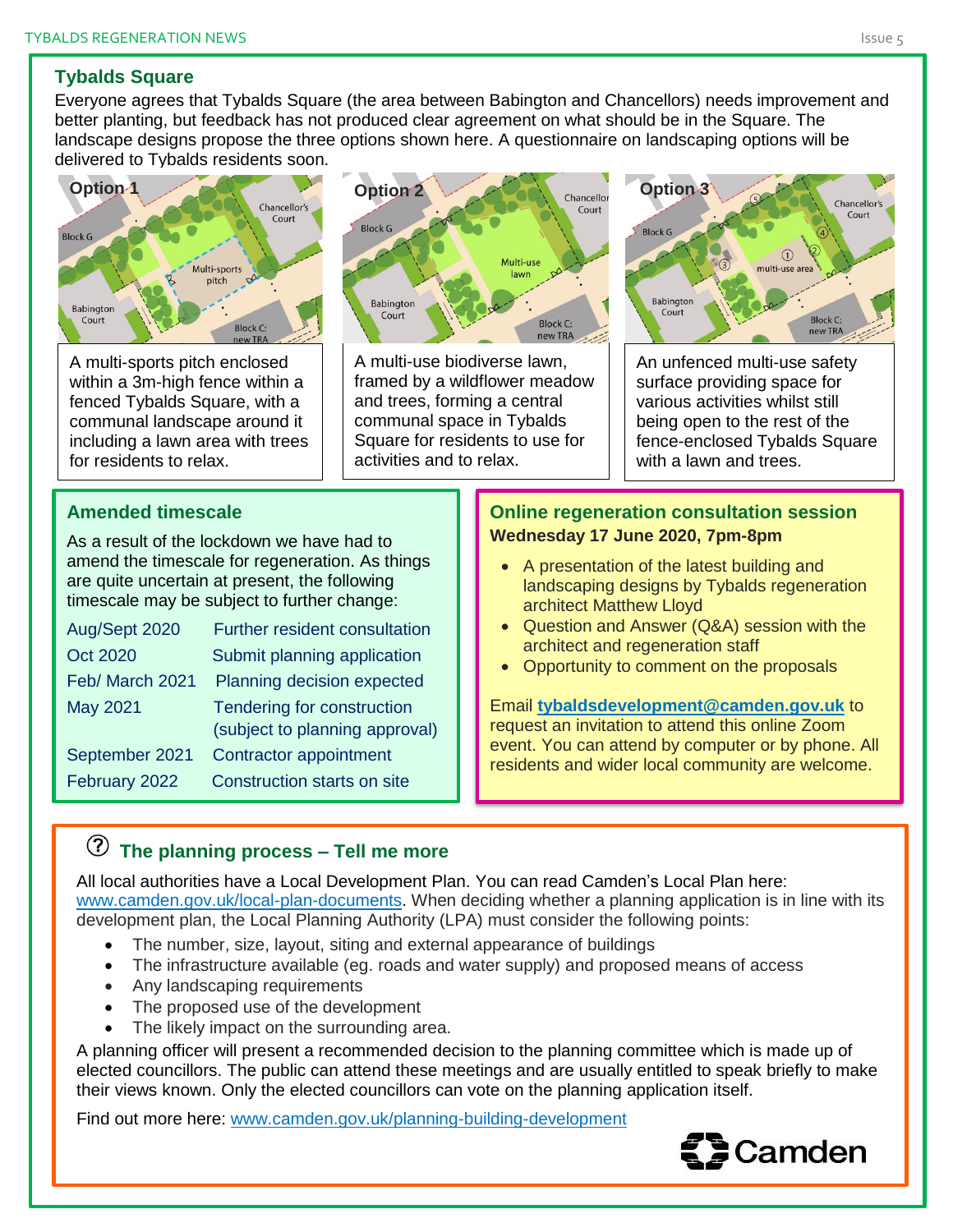## Tybalds Square

Everyone agrees that Tybalds Square (the area between Babington and Chancellors) needs improvement and better planting, but feedback has not produced clear agreement on what should be in the Square. The landscape designs propose the three options shown here. A questionnaire on landscaping options will be delivered to Tybalds residents soon.

**Option 1**

A multi-sports pitch enclosed within a 3m-high fence within a fenced Tybalds Square, with a communal landscape around it including a lawn area with trees for residents to relax.

**Option 2**

A multi-use biodiverse lawn, framed by a wildflower meadow and trees, forming a central communal space in Tybalds Square for residents to use for activities and to relax.

**Option 3**

An unfenced multi-use safety surface providing space for various activities whilst still being open to the rest of the fence-enclosed Tybalds Square with a lawn and trees.

## Amended timescale

As a result of the lockdown we have had to amend the timescale for regeneration. As things are quite uncertain at present, the following timescale may be subject to further change:

| | |
|---|---|
| Aug/Sept 2020 | Further resident consultation |
| Oct 2020 | Submit planning application |
| Feb/ March 2021 | Planning decision expected |
| May 2021 | Tendering for construction (subject to planning approval) |
| September 2021 | Contractor appointment |
| February 2022 | Construction starts on site |

## Online regeneration consultation session

**Wednesday 17 June 2020, 7pm-8pm**

- A presentation of the latest building and landscaping designs by Tybalds regeneration architect Matthew Lloyd
- Question and Answer (Q&A) session with the architect and regeneration staff
- Opportunity to comment on the proposals

Email **tybaldsdevelopment@camden.gov.uk** to request an invitation to attend this online Zoom event. You can attend by computer or by phone. All residents and wider local community are welcome.

## The planning process – Tell me more

All local authorities have a Local Development Plan. You can read Camden's Local Plan here: www.camden.gov.uk/local-plan-documents. When deciding whether a planning application is in line with its development plan, the Local Planning Authority (LPA) must consider the following points:

- The number, size, layout, siting and external appearance of buildings
- The infrastructure available (eg. roads and water supply) and proposed means of access
- Any landscaping requirements
- The proposed use of the development
- The likely impact on the surrounding area.

A planning officer will present a recommended decision to the planning committee which is made up of elected councillors. The public can attend these meetings and are usually entitled to speak briefly to make their views known. Only the elected councillors can vote on the planning application itself.

Find out more here: www.camden.gov.uk/planning-building-development

Camden